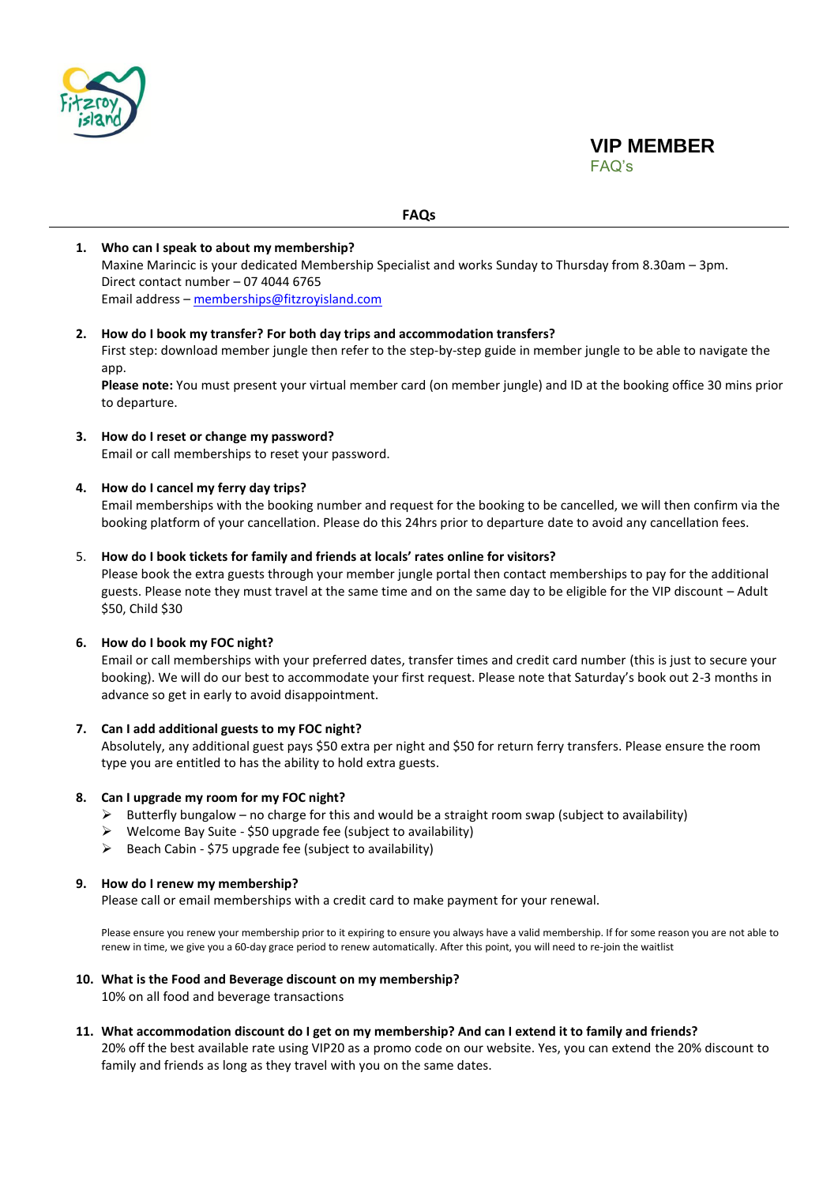# VIP MEMBER

FAQ's

## FAQs

1. **Who can I speak to about my membership?**
   Maxine Marincic is your dedicated Membership Specialist and works Sunday to Thursday from 8.30am – 3pm.
   Direct contact number – 07 4044 6765
   Email address – memberships@fitzroyisland.com

2. **How do I book my transfer? For both day trips and accommodation transfers?**
   First step: download member jungle then refer to the step-by-step guide in member jungle to be able to navigate the app.
   **Please note:** You must present your virtual member card (on member jungle) and ID at the booking office 30 mins prior to departure.

3. **How do I reset or change my password?**
   Email or call memberships to reset your password.

4. **How do I cancel my ferry day trips?**
   Email memberships with the booking number and request for the booking to be cancelled, we will then confirm via the booking platform of your cancellation. Please do this 24hrs prior to departure date to avoid any cancellation fees.

5. **How do I book tickets for family and friends at locals' rates online for visitors?**
   Please book the extra guests through your member jungle portal then contact memberships to pay for the additional guests. Please note they must travel at the same time and on the same day to be eligible for the VIP discount – Adult $50, Child $30

6. **How do I book my FOC night?**
   Email or call memberships with your preferred dates, transfer times and credit card number (this is just to secure your booking). We will do our best to accommodate your first request. Please note that Saturday's book out 2-3 months in advance so get in early to avoid disappointment.

7. **Can I add additional guests to my FOC night?**
   Absolutely, any additional guest pays $50 extra per night and $50 for return ferry transfers. Please ensure the room type you are entitled to has the ability to hold extra guests.

8. **Can I upgrade my room for my FOC night?**
   - Butterfly bungalow – no charge for this and would be a straight room swap (subject to availability)
   - Welcome Bay Suite - $50 upgrade fee (subject to availability)
   - Beach Cabin - $75 upgrade fee (subject to availability)

9. **How do I renew my membership?**
   Please call or email memberships with a credit card to make payment for your renewal.

   Please ensure you renew your membership prior to it expiring to ensure you always have a valid membership. If for some reason you are not able to renew in time, we give you a 60-day grace period to renew automatically. After this point, you will need to re-join the waitlist

10. **What is the Food and Beverage discount on my membership?**
    10% on all food and beverage transactions

11. **What accommodation discount do I get on my membership? And can I extend it to family and friends?**
    20% off the best available rate using VIP20 as a promo code on our website. Yes, you can extend the 20% discount to family and friends as long as they travel with you on the same dates.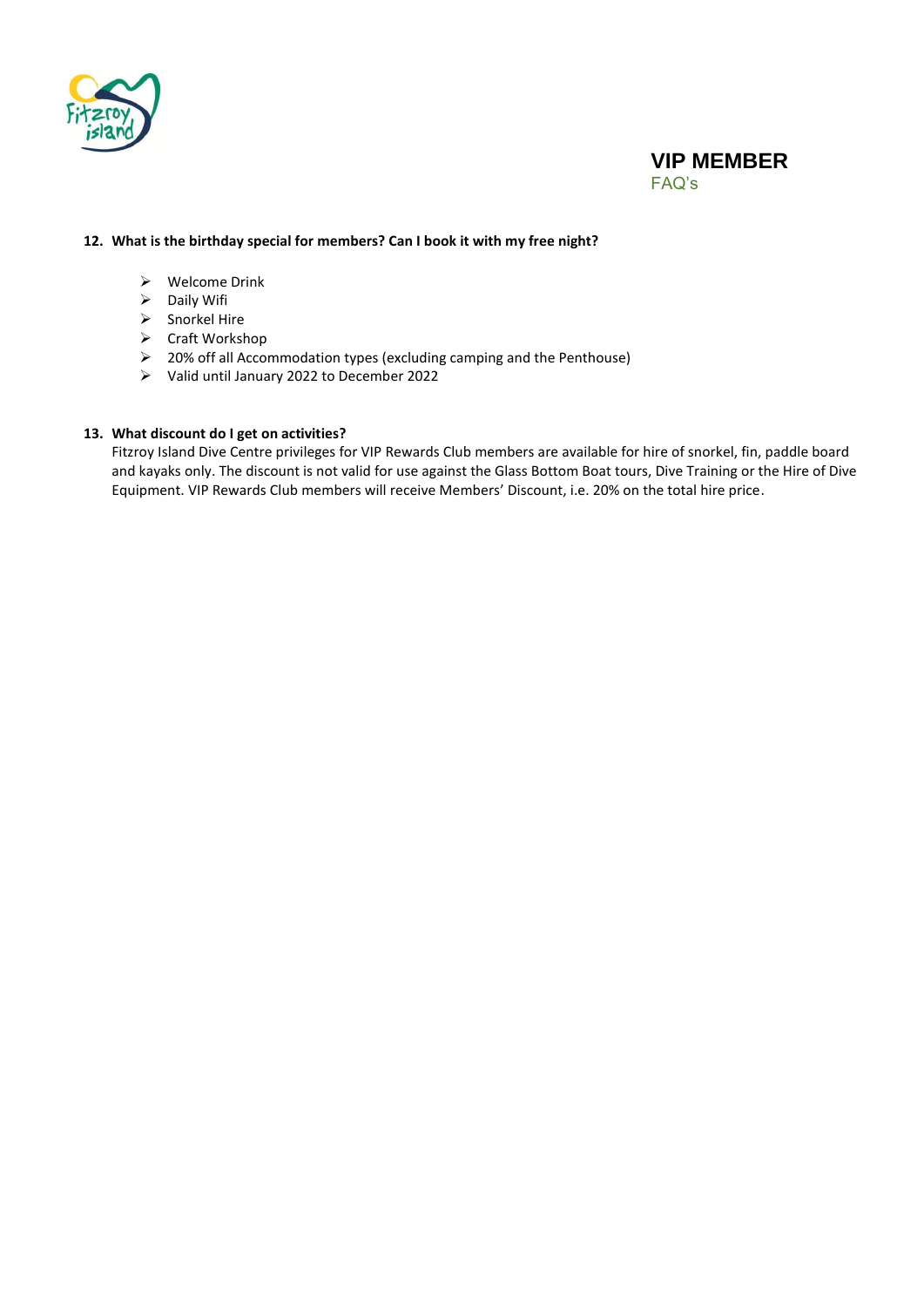**12. What is the birthday special for members? Can I book it with my free night?**

- Welcome Drink
- Daily Wifi
- Snorkel Hire
- Craft Workshop
- 20% off all Accommodation types (excluding camping and the Penthouse)
- Valid until January 2022 to December 2022

**13. What discount do I get on activities?**

Fitzroy Island Dive Centre privileges for VIP Rewards Club members are available for hire of snorkel, fin, paddle board and kayaks only. The discount is not valid for use against the Glass Bottom Boat tours, Dive Training or the Hire of Dive Equipment. VIP Rewards Club members will receive Members' Discount, i.e. 20% on the total hire price.